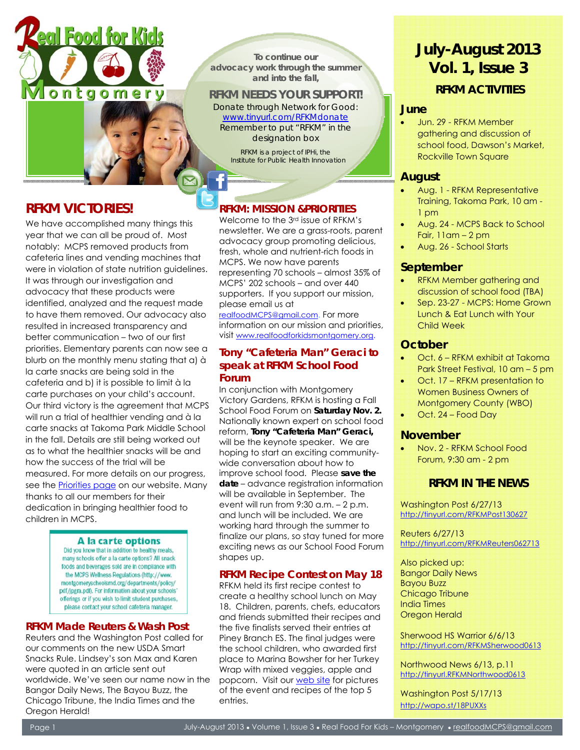# Real Food for Kids Montgomery

To continue our advocacy work through the summer and into the fall,

**RFKM NEEDS YOUR SUPPORT!**

Donate through Network for Good: www.tinyurl.com/RFKMdonate

Remember to put "RFKM" in the designation box

RFKM is a project of IPHi, the Institute for Public Health Innovation

## RFKM VICTORIES!

We have accomplished many things this year that we can all be proud of. Most notably: MCPS removed products from cafeteria lines and vending machines that were in violation of state nutrition guidelines. It was through our investigation and advocacy that these products were identified, analyzed and the request made to have them removed. Our advocacy also resulted in increased transparency and better communication – two of our first priorities. Elementary parents can now see a blurb on the monthly menu stating that a) à la carte snacks are being sold in the cafeteria and b) it is possible to limit à la carte purchases on your child's account. Our third victory is the agreement that MCPS will run a trial of healthier vending and à la carte snacks at Takoma Park Middle School in the fall. Details are still being worked out as to what the healthier snacks will be and how the success of the trial will be measured. For more details on our progress, see the Priorities page on our website. Many thanks to all our members for their dedication in bringing healthier food to children in MCPS.

> **A la carte options**
>
> Did you know that in addition to healthy meals, many schools offer a la carte options? All snack foods and beverages sold are in compliance with the MCPS Wellness Regulations (http://www.montgomeryschoolsmd.org/departments/policy/pdf/jpgra.pdf). For information about your schools' offerings or if you wish to limit student purchases, please contact your school cafeteria manager.

## RFKM Made Reuters & Wash Post

Reuters and the Washington Post called for our comments on the new USDA Smart Snacks Rule. Lindsey's son Max and Karen were quoted in an article sent out worldwide. We've seen our name now in the Bangor Daily News, The Bayou Buzz, the Chicago Tribune, the India Times and the Oregon Herald!

## RFKM: MISSION & PRIORITIES

Welcome to the 3rd issue of RFKM's newsletter. We are a grass-roots, parent advocacy group promoting delicious, fresh, whole and nutrient-rich foods in MCPS. We now have parents representing 70 schools – almost 35% of MCPS' 202 schools – and over 440 supporters. If you support our mission, please email us at realfoodMCPS@gmail.com. For more information on our mission and priorities, visit www.realfoodforkidsmontgomery.org.

## Tony "Cafeteria Man" Geraci to speak at RFKM School Food Forum

In conjunction with Montgomery Victory Gardens, RFKM is hosting a Fall School Food Forum on **Saturday Nov. 2.** Nationally known expert on school food reform, **Tony "Cafeteria Man" Geraci,** will be the keynote speaker. We are hoping to start an exciting community-wide conversation about how to improve school food. Please **save the date** – advance registration information will be available in September. The event will run from 9:30 a.m. – 2 p.m. and lunch will be included. We are working hard through the summer to finalize our plans, so stay tuned for more exciting news as our School Food Forum shapes up.

## RFKM Recipe Contest on May 18

RFKM held its first recipe contest to create a healthy school lunch on May 18. Children, parents, chefs, educators and friends submitted their recipes and the five finalists served their entries at Piney Branch ES. The final judges were the school children, who awarded first place to Marina Bowsher for her Turkey Wrap with mixed veggies, apple and popcorn. Visit our web site for pictures of the event and recipes of the top 5 entries.

# July-August 2013 Vol. 1, Issue 3

## RFKM ACTIVITIES

### June

- Jun. 29 - RFKM Member gathering and discussion of school food, Dawson's Market, Rockville Town Square

### August

- Aug. 1 - RFKM Representative Training, Takoma Park, 10 am - 1 pm
- Aug. 24 - MCPS Back to School Fair, 11am – 2 pm
- Aug. 26 - School Starts

### September

- RFKM Member gathering and discussion of school food (TBA)
- Sep. 23-27 - MCPS: Home Grown Lunch & Eat Lunch with Your Child Week

### October

- Oct. 6 – RFKM exhibit at Takoma Park Street Festival, 10 am – 5 pm
- Oct. 17 – RFKM presentation to Women Business Owners of Montgomery County (WBO)
- Oct. 24 – Food Day

### November

- Nov. 2 - RFKM School Food Forum, 9:30 am - 2 pm

## RFKM IN THE NEWS

Washington Post 6/27/13
http://tinyurl.com/RFKMPost130627

Reuters 6/27/13
http://tinyurl.com/RFKMReuters062713

Also picked up:
Bangor Daily News
Bayou Buzz
Chicago Tribune
India Times
Oregon Herald

Sherwood HS Warrior 6/6/13
http://tinyurl.com/RFKMSherwood0613

Northwood News 6/13, p.11
http://tinyurl.RFKMNorthwood0613

Washington Post 5/17/13
http://wapo.st/18PUXXs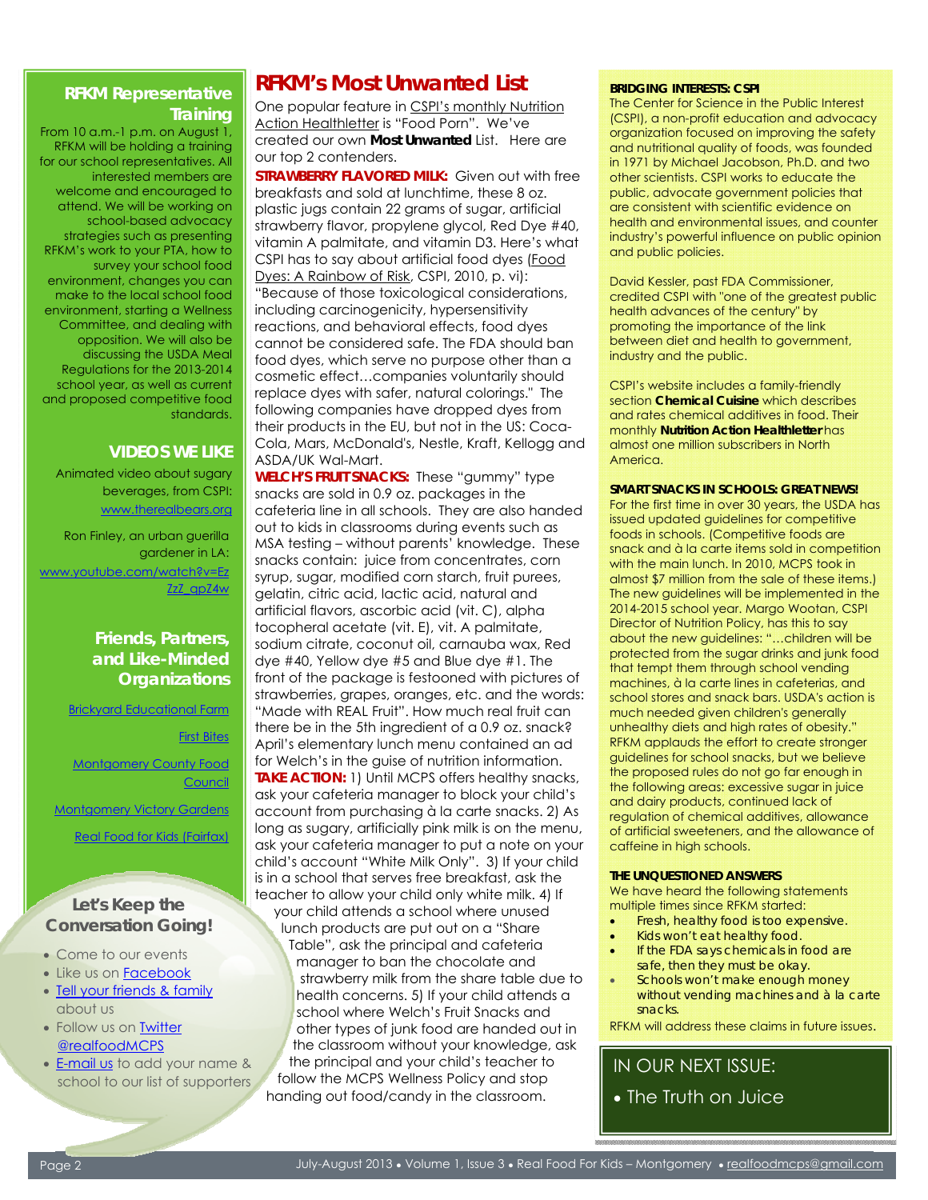## RFKM Representative Training

From 10 a.m.-1 p.m. on August 1, RFKM will be holding a training for our school representatives. All interested members are welcome and encouraged to attend. We will be working on school-based advocacy strategies such as presenting RFKM's work to your PTA, how to survey your school food environment, changes you can make to the local school food environment, starting a Wellness Committee, and dealing with opposition. We will also be discussing the USDA Meal Regulations for the 2013-2014 school year, as well as current and proposed competitive food standards.

## VIDEOS WE LIKE

Animated video about sugary beverages, from CSPI: www.therealbears.org

Ron Finley, an urban guerilla gardener in LA: www.youtube.com/watch?v=EzZzZ_qpZ4w

## Friends, Partners, and Like-Minded Organizations

Brickyard Educational Farm

First Bites

Montgomery County Food Council

Montgomery Victory Gardens

Real Food for Kids (Fairfax)

## Let's Keep the Conversation Going!

- Come to our events
- Like us on Facebook
- Tell your friends & family about us
- Follow us on Twitter @realfoodMCPS
- E-mail us to add your name & school to our list of supporters

# RFKM's Most Unwanted List

One popular feature in CSPI's monthly Nutrition Action Healthletter is "Food Porn". We've created our own **Most Unwanted** List. Here are our top 2 contenders.

**STRAWBERRY FLAVORED MILK:** Given out with free breakfasts and sold at lunchtime, these 8 oz. plastic jugs contain 22 grams of sugar, artificial strawberry flavor, propylene glycol, Red Dye #40, vitamin A palmitate, and vitamin D3. Here's what CSPI has to say about artificial food dyes (Food Dyes: A Rainbow of Risk, CSPI, 2010, p. vi): "Because of those toxicological considerations, including carcinogenicity, hypersensitivity reactions, and behavioral effects, food dyes cannot be considered safe. The FDA should ban food dyes, which serve no purpose other than a cosmetic effect…companies voluntarily should replace dyes with safer, natural colorings." The following companies have dropped dyes from their products in the EU, but not in the US: Coca-Cola, Mars, McDonald's, Nestle, Kraft, Kellogg and ASDA/UK Wal-Mart.

**WELCH'S FRUIT SNACKS:** These "gummy" type snacks are sold in 0.9 oz. packages in the cafeteria line in all schools. They are also handed out to kids in classrooms during events such as MSA testing – without parents' knowledge. These snacks contain: juice from concentrates, corn syrup, sugar, modified corn starch, fruit purees, gelatin, citric acid, lactic acid, natural and artificial flavors, ascorbic acid (vit. C), alpha tocopheral acetate (vit. E), vit. A palmitate, sodium citrate, coconut oil, carnauba wax, Red dye #40, Yellow dye #5 and Blue dye #1. The front of the package is festooned with pictures of strawberries, grapes, oranges, etc. and the words: "Made with REAL Fruit". How much real fruit can there be in the 5th ingredient of a 0.9 oz. snack? April's elementary lunch menu contained an ad for Welch's in the guise of nutrition information.

**TAKE ACTION:** 1) Until MCPS offers healthy snacks, ask your cafeteria manager to block your child's account from purchasing à la carte snacks. 2) As long as sugary, artificially pink milk is on the menu, ask your cafeteria manager to put a note on your child's account "White Milk Only". 3) If your child is in a school that serves free breakfast, ask the teacher to allow your child only white milk. 4) If your child attends a school where unused lunch products are put out on a "Share Table", ask the principal and cafeteria manager to ban the chocolate and strawberry milk from the share table due to health concerns. 5) If your child attends a school where Welch's Fruit Snacks and other types of junk food are handed out in the classroom without your knowledge, ask the principal and your child's teacher to follow the MCPS Wellness Policy and stop handing out food/candy in the classroom.

### BRIDGING INTERESTS: CSPI

The Center for Science in the Public Interest (CSPI), a non-profit education and advocacy organization focused on improving the safety and nutritional quality of foods, was founded in 1971 by Michael Jacobson, Ph.D. and two other scientists. CSPI works to educate the public, advocate government policies that are consistent with scientific evidence on health and environmental issues, and counter industry's powerful influence on public opinion and public policies.

David Kessler, past FDA Commissioner, credited CSPI with "one of the greatest public health advances of the century" by promoting the importance of the link between diet and health to government, industry and the public.

CSPI's website includes a family-friendly section **Chemical Cuisine** which describes and rates chemical additives in food. Their monthly **Nutrition Action Healthletter** has almost one million subscribers in North America.

### SMART SNACKS IN SCHOOLS: GREAT NEWS!

For the first time in over 30 years, the USDA has issued updated guidelines for competitive foods in schools. (Competitive foods are snack and à la carte items sold in competition with the main lunch. In 2010, MCPS took in almost $7 million from the sale of these items.) The new guidelines will be implemented in the 2014-2015 school year. Margo Wootan, CSPI Director of Nutrition Policy, has this to say about the new guidelines: "…children will be protected from the sugar drinks and junk food that tempt them through school vending machines, à la carte lines in cafeterias, and school stores and snack bars. USDA's action is much needed given children's generally unhealthy diets and high rates of obesity." RFKM applauds the effort to create stronger guidelines for school snacks, but we believe the proposed rules do not go far enough in the following areas: excessive sugar in juice and dairy products, continued lack of regulation of chemical additives, allowance of artificial sweeteners, and the allowance of caffeine in high schools.

### THE UNQUESTIONED ANSWERS

We have heard the following statements multiple times since RFKM started:

- Fresh, healthy food is too expensive.
- Kids won't eat healthy food.
- If the FDA says chemicals in food are safe, then they must be okay.
- Schools won't make enough money without vending machines and à la carte snacks.

RFKM will address these claims in future issues.

## IN OUR NEXT ISSUE:

- The Truth on Juice